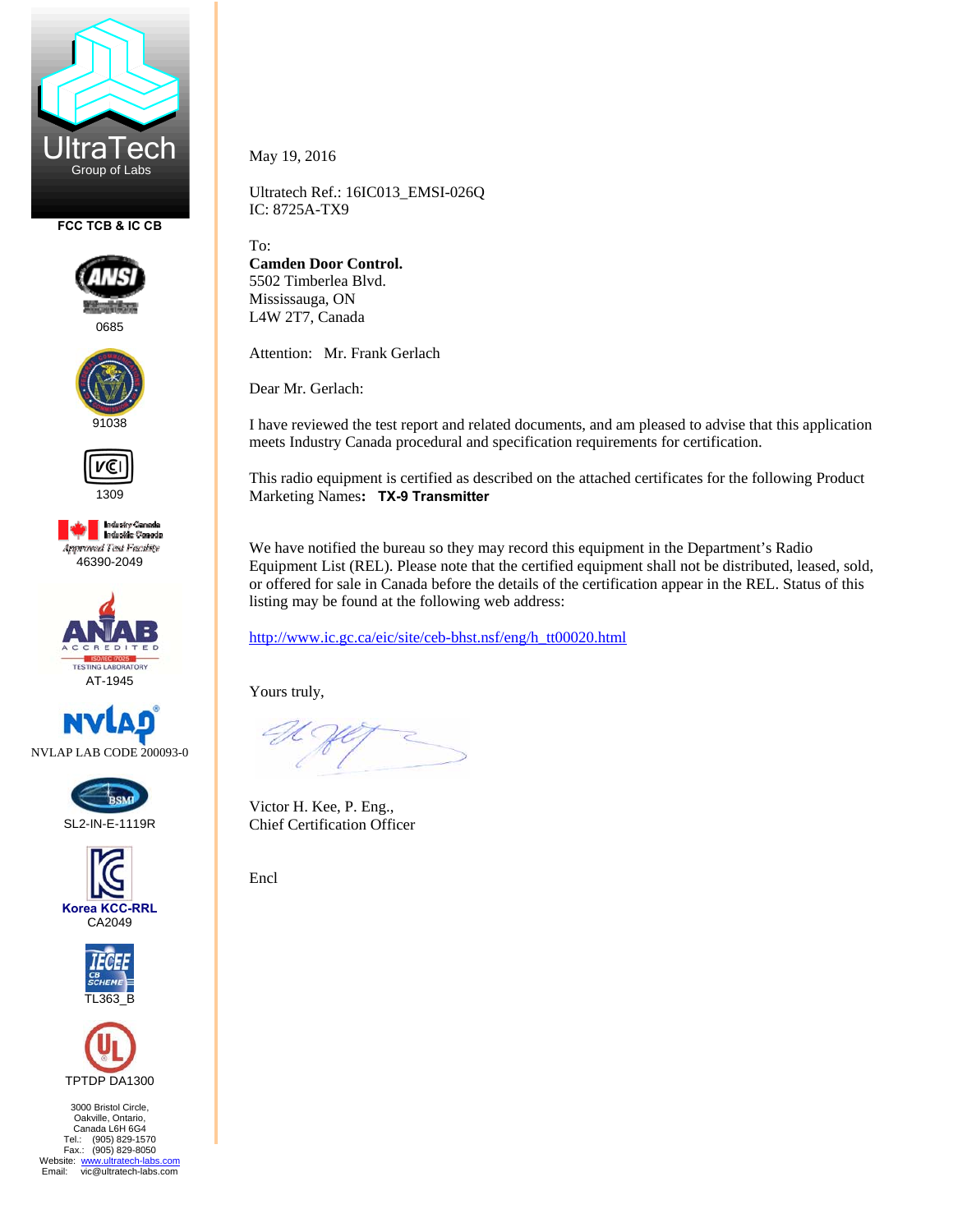UltraTech
Group of Labs

FCC TCB & IC CB

0685

91038

1309

Approved Test Facility
46390-2049

AT-1945

NVLAP LAB CODE 200093-0

SL2-IN-E-1119R

Korea KCC-RRL
CA2049

TL363_B

TPTDP DA1300

3000 Bristol Circle,
Oakville, Ontario,
Canada L6H 6G4
Tel.: (905) 829-1570
Fax.: (905) 829-8050
Website: www.ultratech-labs.com
Email: vic@ultratech-labs.com

May 19, 2016

Ultratech Ref.: 16IC013_EMSI-026Q
IC: 8725A-TX9

To:
**Camden Door Control.**
5502 Timberlea Blvd.
Mississauga, ON
L4W 2T7, Canada

Attention: Mr. Frank Gerlach

Dear Mr. Gerlach:

I have reviewed the test report and related documents, and am pleased to advise that this application meets Industry Canada procedural and specification requirements for certification.

This radio equipment is certified as described on the attached certificates for the following Product Marketing Names**: TX-9 Transmitter**

We have notified the bureau so they may record this equipment in the Department's Radio Equipment List (REL). Please note that the certified equipment shall not be distributed, leased, sold, or offered for sale in Canada before the details of the certification appear in the REL. Status of this listing may be found at the following web address:

http://www.ic.gc.ca/eic/site/ceb-bhst.nsf/eng/h_tt00020.html

Yours truly,

Victor H. Kee, P. Eng.,
Chief Certification Officer

Encl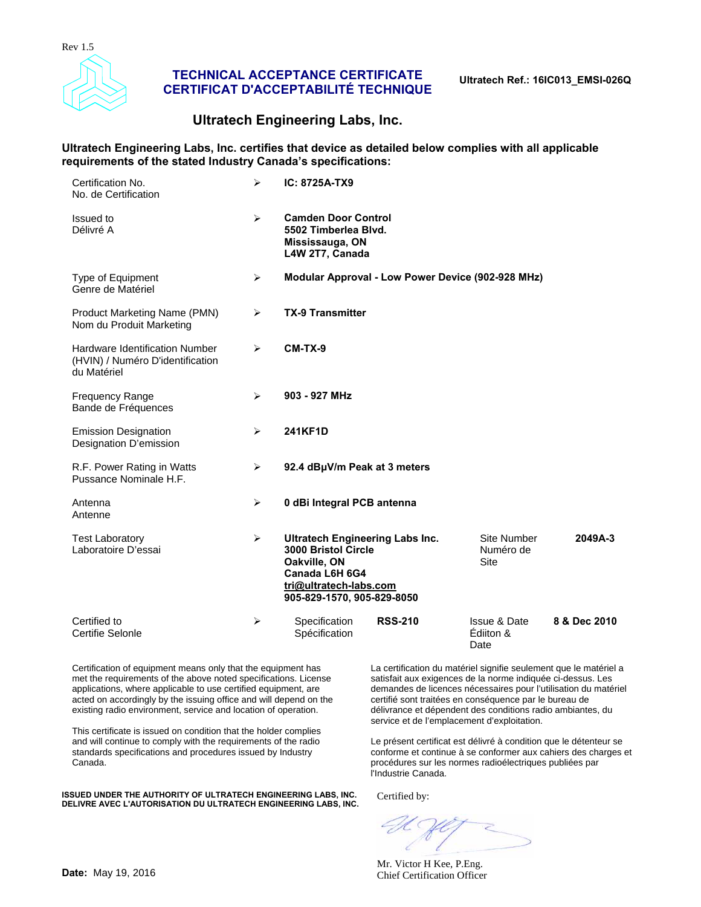Rev 1.5

# TECHNICAL ACCEPTANCE CERTIFICATE
# CERTIFICAT D'ACCEPTABILITÉ TECHNIQUE

**Ultratech Ref.: 16IC013_EMSI-026Q**

## Ultratech Engineering Labs, Inc.

**Ultratech Engineering Labs, Inc. certifies that device as detailed below complies with all applicable requirements of the stated Industry Canada's specifications:**

| | | | | |
|---|---|---|---|---|
| Certification No.<br>No. de Certification | ➢ | **IC: 8725A-TX9** | | |
| Issued to<br>Délivré A | ➢ | **Camden Door Control**<br>**5502 Timberlea Blvd.**<br>**Mississauga, ON**<br>**L4W 2T7, Canada** | | |
| Type of Equipment<br>Genre de Matériel | ➢ | **Modular Approval - Low Power Device (902-928 MHz)** | | |
| Product Marketing Name (PMN)<br>Nom du Produit Marketing | ➢ | **TX-9 Transmitter** | | |
| Hardware Identification Number (HVIN) / Numéro D'identification du Matériel | ➢ | **CM-TX-9** | | |
| Frequency Range<br>Bande de Fréquences | ➢ | **903 - 927 MHz** | | |
| Emission Designation<br>Designation D'emission | ➢ | **241KF1D** | | |
| R.F. Power Rating in Watts<br>Pussance Nominale H.F. | ➢ | **92.4 dBµV/m Peak at 3 meters** | | |
| Antenna<br>Antenne | ➢ | **0 dBi Integral PCB antenna** | | |
| Test Laboratory<br>Laboratoire D'essai | ➢ | **Ultratech Engineering Labs Inc.**<br>**3000 Bristol Circle**<br>**Oakville, ON**<br>**Canada L6H 6G4**<br>**tri@ultratech-labs.com**<br>**905-829-1570, 905-829-8050** | Site Number<br>Numéro de Site | **2049A-3** |
| Certified to<br>Certifie Selonle | ➢ | Specification<br>Spécification **RSS-210** | Issue & Date<br>Édiiton & Date | **8 & Dec 2010** |

Certification of equipment means only that the equipment has met the requirements of the above noted specifications. License applications, where applicable to use certified equipment, are acted on accordingly by the issuing office and will depend on the existing radio environment, service and location of operation.

This certificate is issued on condition that the holder complies and will continue to comply with the requirements of the radio standards specifications and procedures issued by Industry Canada.

La certification du matériel signifie seulement que le matériel a satisfait aux exigences de la norme indiquée ci-dessus. Les demandes de licences nécessaires pour l'utilisation du matériel certifié sont traitées en conséquence par le bureau de délivrance et dépendent des conditions radio ambiantes, du service et de l'emplacement d'exploitation.

Le présent certificat est délivré à condition que le détenteur se conforme et continue à se conformer aux cahiers des charges et procédures sur les normes radioélectriques publiées par l'Industrie Canada.

**ISSUED UNDER THE AUTHORITY OF ULTRATECH ENGINEERING LABS, INC.**
**DELIVRE AVEC L'AUTORISATION DU ULTRATECH ENGINEERING LABS, INC.**

Certified by:

Mr. Victor H Kee, P.Eng.
Chief Certification Officer

**Date:** May 19, 2016